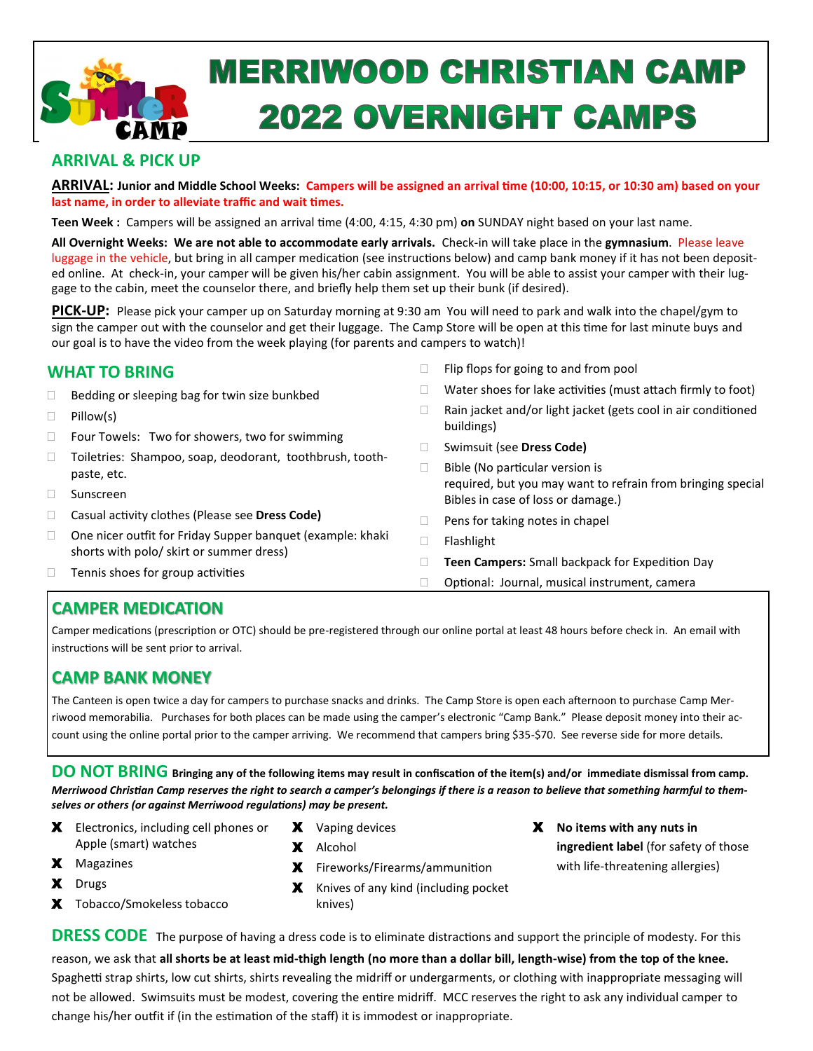# MERRIWOOD CHRISTIAN CAMP
# 2022 OVERNIGHT CAMPS

## ARRIVAL & PICK UP

**ARRIVAL: Junior and Middle School Weeks:** **Campers will be assigned an arrival time (10:00, 10:15, or 10:30 am) based on your last name, in order to alleviate traffic and wait times.**

**Teen Week :** Campers will be assigned an arrival time (4:00, 4:15, 4:30 pm) **on** SUNDAY night based on your last name.

**All Overnight Weeks: We are not able to accommodate early arrivals.** Check-in will take place in the **gymnasium**. Please leave luggage in the vehicle, but bring in all camper medication (see instructions below) and camp bank money if it has not been deposited online. At check-in, your camper will be given his/her cabin assignment. You will be able to assist your camper with their luggage to the cabin, meet the counselor there, and briefly help them set up their bunk (if desired).

**PICK-UP:** Please pick your camper up on Saturday morning at 9:30 am You will need to park and walk into the chapel/gym to sign the camper out with the counselor and get their luggage. The Camp Store will be open at this time for last minute buys and our goal is to have the video from the week playing (for parents and campers to watch)!

## WHAT TO BRING

- Bedding or sleeping bag for twin size bunkbed
- Pillow(s)
- Four Towels: Two for showers, two for swimming
- Toiletries: Shampoo, soap, deodorant, toothbrush, toothpaste, etc.
- Sunscreen
- Casual activity clothes (Please see **Dress Code**)
- One nicer outfit for Friday Supper banquet (example: khaki shorts with polo/ skirt or summer dress)
- Tennis shoes for group activities
- Flip flops for going to and from pool
- Water shoes for lake activities (must attach firmly to foot)
- Rain jacket and/or light jacket (gets cool in air conditioned buildings)
- Swimsuit (see **Dress Code**)
- Bible (No particular version is required, but you may want to refrain from bringing special Bibles in case of loss or damage.)
- Pens for taking notes in chapel
- Flashlight
- **Teen Campers:** Small backpack for Expedition Day
- Optional: Journal, musical instrument, camera

## CAMPER MEDICATION

Camper medications (prescription or OTC) should be pre-registered through our online portal at least 48 hours before check in. An email with instructions will be sent prior to arrival.

## CAMP BANK MONEY

The Canteen is open twice a day for campers to purchase snacks and drinks. The Camp Store is open each afternoon to purchase Camp Merriwood memorabilia. Purchases for both places can be made using the camper's electronic "Camp Bank." Please deposit money into their account using the online portal prior to the camper arriving. We recommend that campers bring $35-$70. See reverse side for more details.

## DO NOT BRING

**Bringing any of the following items may result in confiscation of the item(s) and/or immediate dismissal from camp.** ***Merriwood Christian Camp reserves the right to search a camper's belongings if there is a reason to believe that something harmful to themselves or others (or against Merriwood regulations) may be present.***

- X Electronics, including cell phones or Apple (smart) watches
- X Magazines
- X Drugs
- X Tobacco/Smokeless tobacco
- X Vaping devices
- X Alcohol
- X Fireworks/Firearms/ammunition
- X Knives of any kind (including pocket knives)
- X **No items with any nuts in ingredient label** (for safety of those with life-threatening allergies)

## DRESS CODE

The purpose of having a dress code is to eliminate distractions and support the principle of modesty. For this reason, we ask that **all shorts be at least mid-thigh length (no more than a dollar bill, length-wise) from the top of the knee.** Spaghetti strap shirts, low cut shirts, shirts revealing the midriff or undergarments, or clothing with inappropriate messaging will not be allowed. Swimsuits must be modest, covering the entire midriff. MCC reserves the right to ask any individual camper to change his/her outfit if (in the estimation of the staff) it is immodest or inappropriate.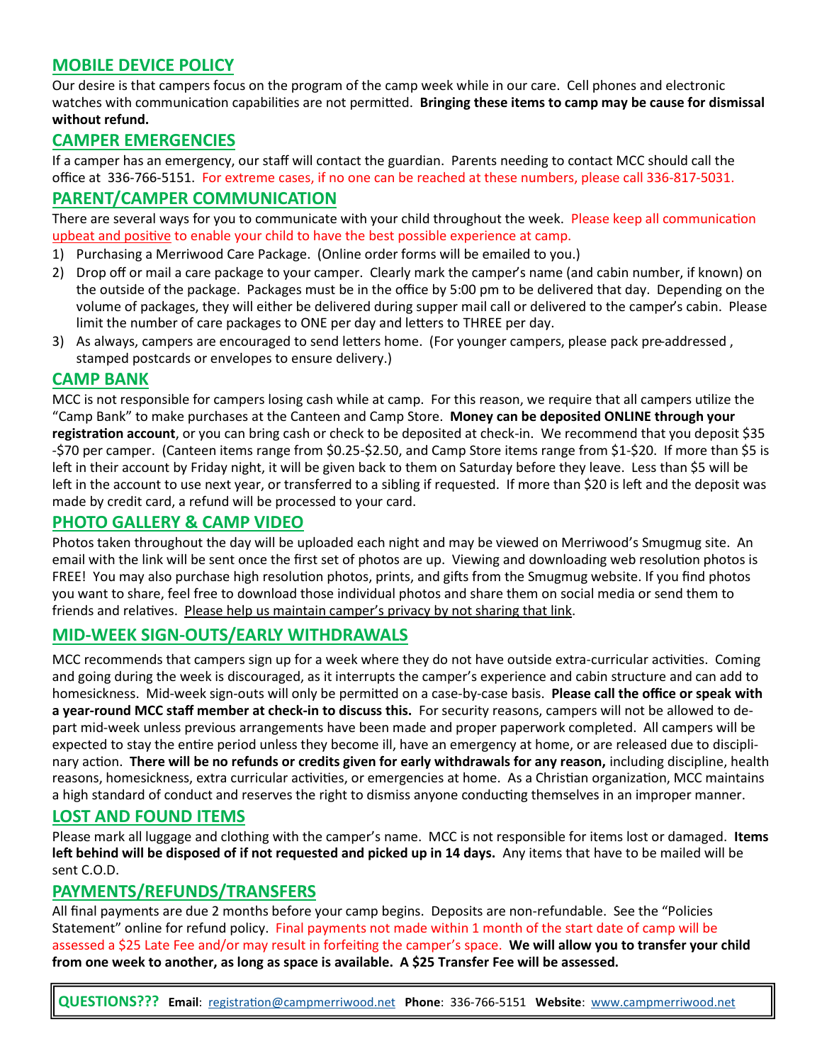## MOBILE DEVICE POLICY

Our desire is that campers focus on the program of the camp week while in our care. Cell phones and electronic watches with communication capabilities are not permitted. **Bringing these items to camp may be cause for dismissal without refund.**

## CAMPER EMERGENCIES

If a camper has an emergency, our staff will contact the guardian. Parents needing to contact MCC should call the office at 336-766-5151. For extreme cases, if no one can be reached at these numbers, please call 336-817-5031.

## PARENT/CAMPER COMMUNICATION

There are several ways for you to communicate with your child throughout the week. Please keep all communication upbeat and positive to enable your child to have the best possible experience at camp.

1) Purchasing a Merriwood Care Package. (Online order forms will be emailed to you.)
2) Drop off or mail a care package to your camper. Clearly mark the camper's name (and cabin number, if known) on the outside of the package. Packages must be in the office by 5:00 pm to be delivered that day. Depending on the volume of packages, they will either be delivered during supper mail call or delivered to the camper's cabin. Please limit the number of care packages to ONE per day and letters to THREE per day.
3) As always, campers are encouraged to send letters home. (For younger campers, please pack pre-addressed , stamped postcards or envelopes to ensure delivery.)

## CAMP BANK

MCC is not responsible for campers losing cash while at camp. For this reason, we require that all campers utilize the "Camp Bank" to make purchases at the Canteen and Camp Store. **Money can be deposited ONLINE through your registration account**, or you can bring cash or check to be deposited at check-in. We recommend that you deposit $35-$70 per camper. (Canteen items range from $0.25-$2.50, and Camp Store items range from $1-$20. If more than $5 is left in their account by Friday night, it will be given back to them on Saturday before they leave. Less than $5 will be left in the account to use next year, or transferred to a sibling if requested. If more than $20 is left and the deposit was made by credit card, a refund will be processed to your card.

## PHOTO GALLERY & CAMP VIDEO

Photos taken throughout the day will be uploaded each night and may be viewed on Merriwood's Smugmug site. An email with the link will be sent once the first set of photos are up. Viewing and downloading web resolution photos is FREE! You may also purchase high resolution photos, prints, and gifts from the Smugmug website. If you find photos you want to share, feel free to download those individual photos and share them on social media or send them to friends and relatives. Please help us maintain camper's privacy by not sharing that link.

## MID-WEEK SIGN-OUTS/EARLY WITHDRAWALS

MCC recommends that campers sign up for a week where they do not have outside extra-curricular activities. Coming and going during the week is discouraged, as it interrupts the camper's experience and cabin structure and can add to homesickness. Mid-week sign-outs will only be permitted on a case-by-case basis. **Please call the office or speak with a year-round MCC staff member at check-in to discuss this.** For security reasons, campers will not be allowed to depart mid-week unless previous arrangements have been made and proper paperwork completed. All campers will be expected to stay the entire period unless they become ill, have an emergency at home, or are released due to disciplinary action. **There will be no refunds or credits given for early withdrawals for any reason,** including discipline, health reasons, homesickness, extra curricular activities, or emergencies at home. As a Christian organization, MCC maintains a high standard of conduct and reserves the right to dismiss anyone conducting themselves in an improper manner.

## LOST AND FOUND ITEMS

Please mark all luggage and clothing with the camper's name. MCC is not responsible for items lost or damaged. **Items left behind will be disposed of if not requested and picked up in 14 days.** Any items that have to be mailed will be sent C.O.D.

## PAYMENTS/REFUNDS/TRANSFERS

All final payments are due 2 months before your camp begins. Deposits are non-refundable. See the "Policies Statement" online for refund policy. Final payments not made within 1 month of the start date of camp will be assessed a $25 Late Fee and/or may result in forfeiting the camper's space. **We will allow you to transfer your child from one week to another, as long as space is available. A $25 Transfer Fee will be assessed.**

**QUESTIONS???** **Email**: registration@campmerriwood.net **Phone**: 336-766-5151 **Website**: www.campmerriwood.net